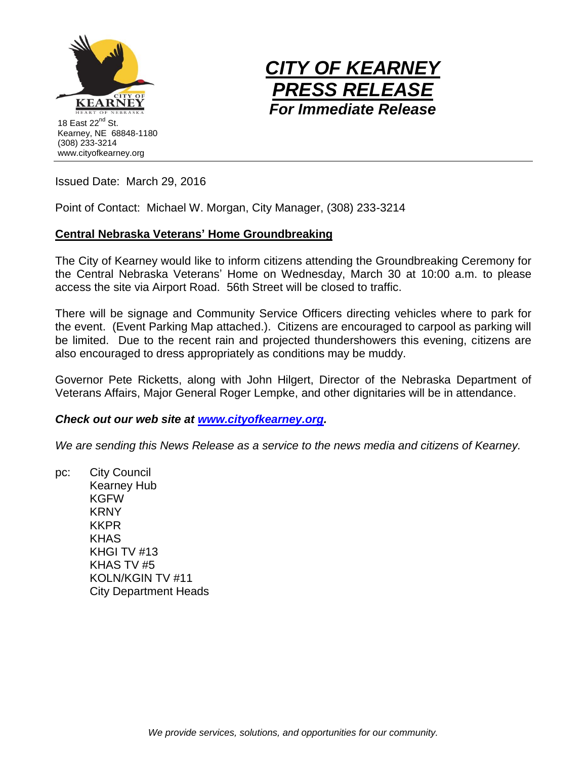18 East 22nd St.
Kearney, NE 68848-1180
(308) 233-3214
www.cityofkearney.org

# ***CITY OF KEARNEY PRESS RELEASE***

***For Immediate Release***

Issued Date: March 29, 2016

Point of Contact: Michael W. Morgan, City Manager, (308) 233-3214

**Central Nebraska Veterans' Home Groundbreaking**

The City of Kearney would like to inform citizens attending the Groundbreaking Ceremony for the Central Nebraska Veterans' Home on Wednesday, March 30 at 10:00 a.m. to please access the site via Airport Road. 56th Street will be closed to traffic.

There will be signage and Community Service Officers directing vehicles where to park for the event. (Event Parking Map attached.). Citizens are encouraged to carpool as parking will be limited. Due to the recent rain and projected thundershowers this evening, citizens are also encouraged to dress appropriately as conditions may be muddy.

Governor Pete Ricketts, along with John Hilgert, Director of the Nebraska Department of Veterans Affairs, Major General Roger Lempke, and other dignitaries will be in attendance.

***Check out our web site at [www.cityofkearney.org](www.cityofkearney.org).***

*We are sending this News Release as a service to the news media and citizens of Kearney.*

pc: City Council
Kearney Hub
KGFW
KRNY
KKPR
KHAS
KHGI TV #13
KHAS TV #5
KOLN/KGIN TV #11
City Department Heads

*We provide services, solutions, and opportunities for our community.*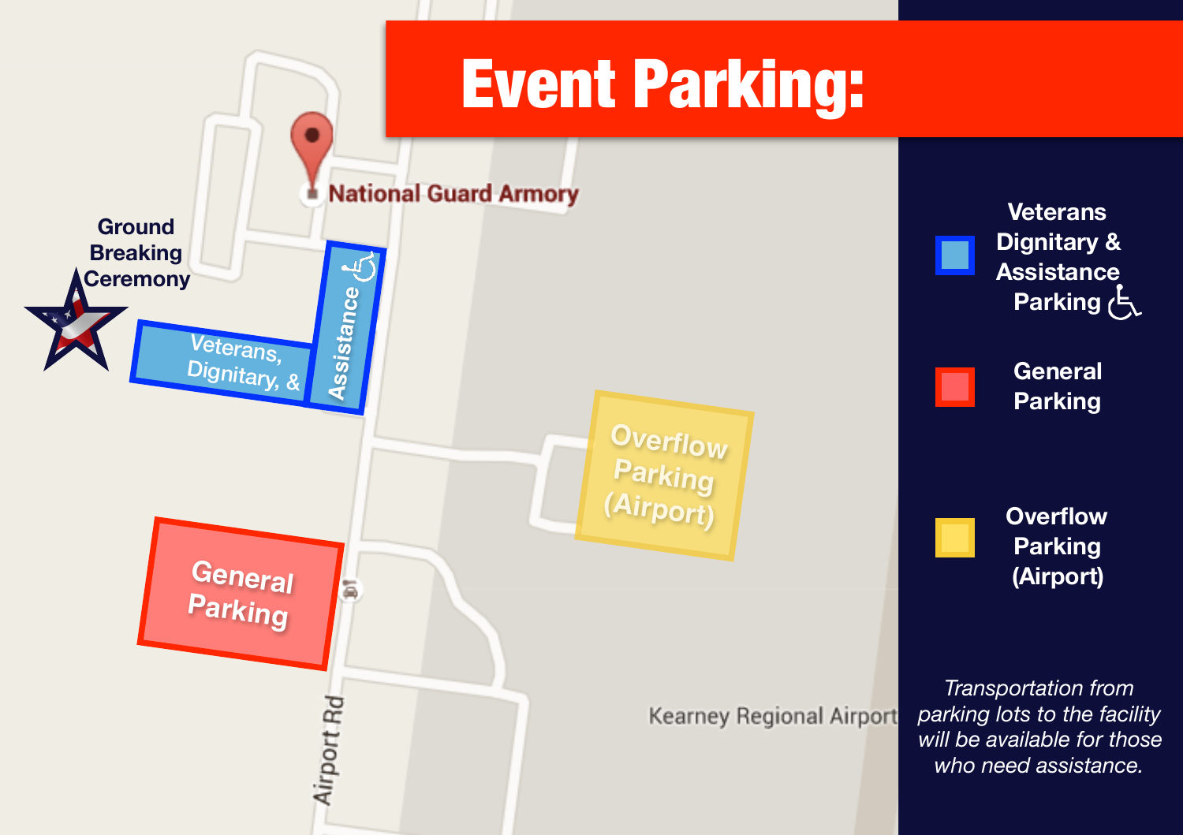# Event Parking:

National Guard Armory

Ground Breaking Ceremony

Veterans, Dignitary, &

Assistance

Overflow Parking (Airport)

General Parking

Airport Rd

Kearney Regional Airport

Veterans Dignitary & Assistance Parking

General Parking

Overflow Parking (Airport)

*Transportation from parking lots to the facility will be available for those who need assistance.*